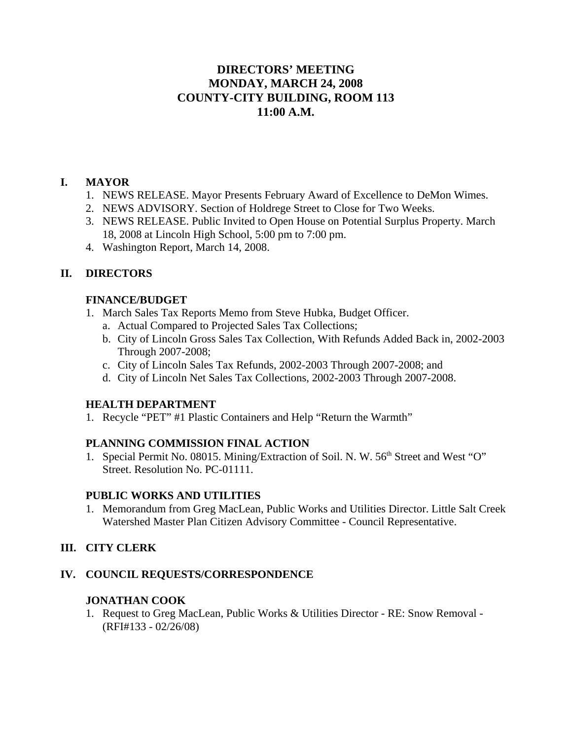# DIRECTORS' MEETING
# MONDAY, MARCH 24, 2008
# COUNTY-CITY BUILDING, ROOM 113
# 11:00 A.M.

## I. MAYOR

1. NEWS RELEASE. Mayor Presents February Award of Excellence to DeMon Wimes.
2. NEWS ADVISORY. Section of Holdrege Street to Close for Two Weeks.
3. NEWS RELEASE. Public Invited to Open House on Potential Surplus Property. March 18, 2008 at Lincoln High School, 5:00 pm to 7:00 pm.
4. Washington Report, March 14, 2008.

## II. DIRECTORS

### FINANCE/BUDGET

1. March Sales Tax Reports Memo from Steve Hubka, Budget Officer.
   a. Actual Compared to Projected Sales Tax Collections;
   b. City of Lincoln Gross Sales Tax Collection, With Refunds Added Back in, 2002-2003 Through 2007-2008;
   c. City of Lincoln Sales Tax Refunds, 2002-2003 Through 2007-2008; and
   d. City of Lincoln Net Sales Tax Collections, 2002-2003 Through 2007-2008.

### HEALTH DEPARTMENT

1. Recycle "PET" #1 Plastic Containers and Help "Return the Warmth"

### PLANNING COMMISSION FINAL ACTION

1. Special Permit No. 08015. Mining/Extraction of Soil. N. W. 56th Street and West "O" Street. Resolution No. PC-01111.

### PUBLIC WORKS AND UTILITIES

1. Memorandum from Greg MacLean, Public Works and Utilities Director. Little Salt Creek Watershed Master Plan Citizen Advisory Committee - Council Representative.

## III. CITY CLERK

## IV. COUNCIL REQUESTS/CORRESPONDENCE

### JONATHAN COOK

1. Request to Greg MacLean, Public Works & Utilities Director - RE: Snow Removal - (RFI#133 - 02/26/08)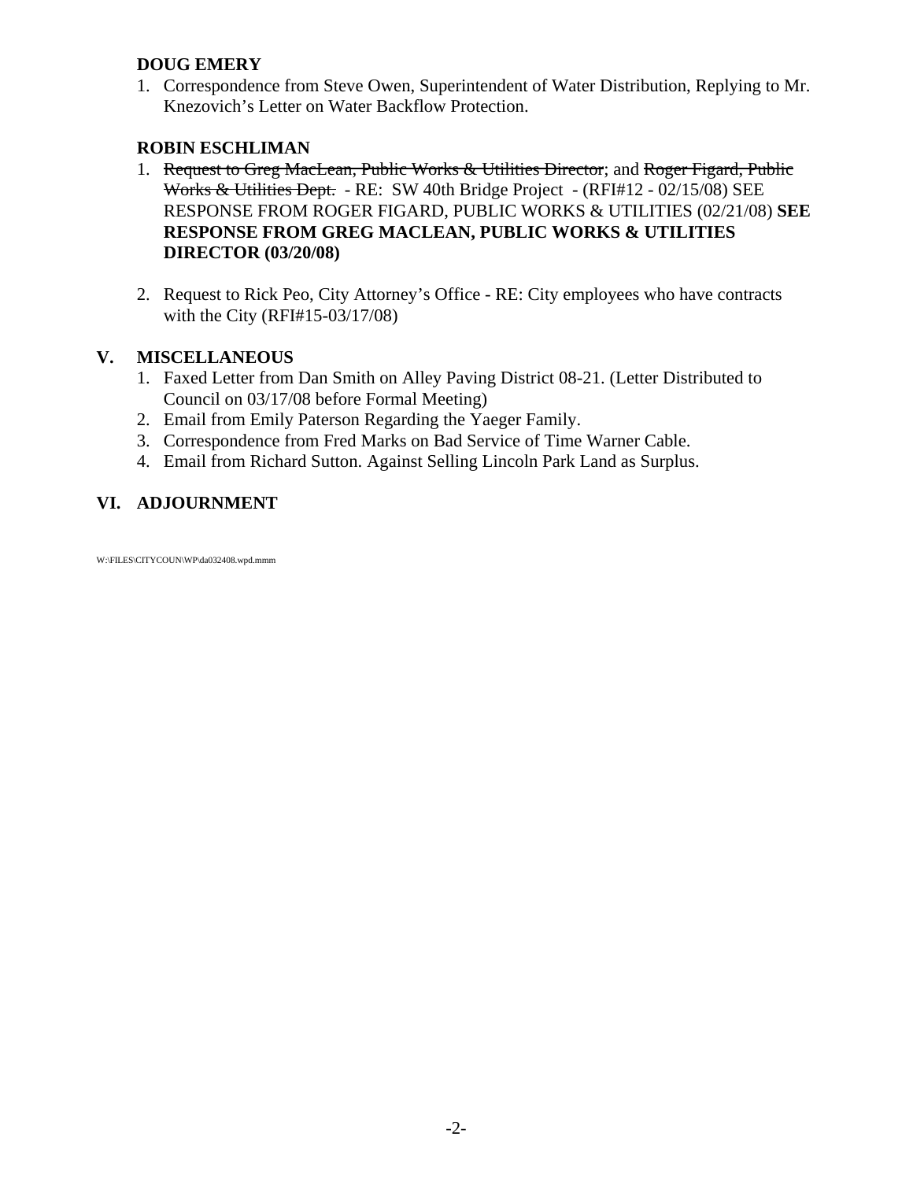**DOUG EMERY**

1. Correspondence from Steve Owen, Superintendent of Water Distribution, Replying to Mr. Knezovich's Letter on Water Backflow Protection.

**ROBIN ESCHLIMAN**

1. ~~Request to Greg MacLean, Public Works & Utilities Director~~; and ~~Roger Figard, Public Works & Utilities Dept.~~ - RE: SW 40th Bridge Project - (RFI#12 - 02/15/08) SEE RESPONSE FROM ROGER FIGARD, PUBLIC WORKS & UTILITIES (02/21/08) **SEE RESPONSE FROM GREG MACLEAN, PUBLIC WORKS & UTILITIES DIRECTOR (03/20/08)**

2. Request to Rick Peo, City Attorney's Office - RE: City employees who have contracts with the City (RFI#15-03/17/08)

## V. MISCELLANEOUS

1. Faxed Letter from Dan Smith on Alley Paving District 08-21. (Letter Distributed to Council on 03/17/08 before Formal Meeting)
2. Email from Emily Paterson Regarding the Yaeger Family.
3. Correspondence from Fred Marks on Bad Service of Time Warner Cable.
4. Email from Richard Sutton. Against Selling Lincoln Park Land as Surplus.

## VI. ADJOURNMENT

W:\FILES\CITYCOUN\WP\da032408.wpd.mmm